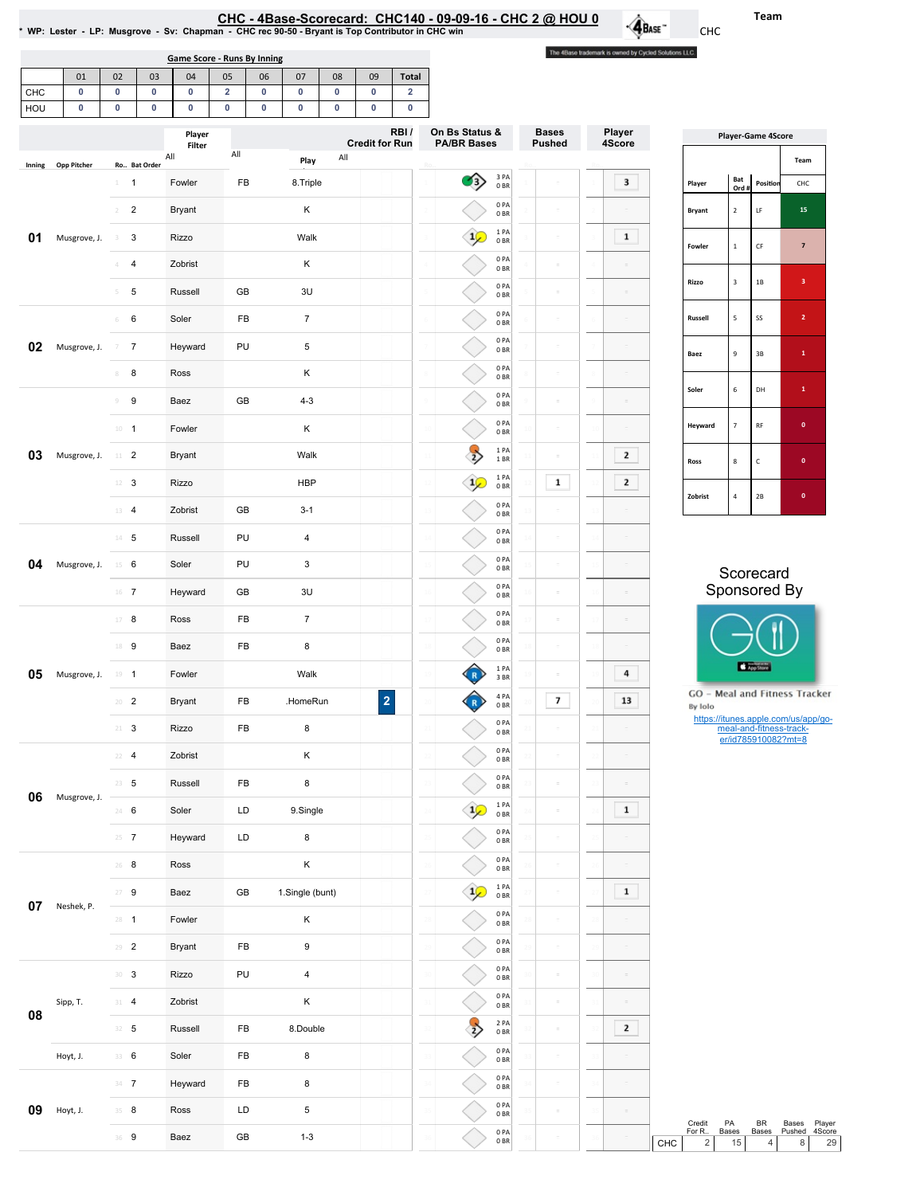# CHC - 4Base-Scorecard: CHC140 - 09-09-16 - CHC 2 @ HOU 0

* WP: Lester - LP: Musgrove - Sv: Chapman - CHC rec 90-50 - Bryant is Top Contributor in CHC win

Team: CHC

The 4Base trademark is owned by Cycled Solutions LLC.

**Game Score - Runs By Inning**

| | 01 | 02 | 03 | 04 | 05 | 06 | 07 | 08 | 09 | Total |
|---|---|---|---|---|---|---|---|---|---|---|
| CHC | 0 | 0 | 0 | 0 | 2 | 0 | 0 | 0 | 0 | 2 |
| HOU | 0 | 0 | 0 | 0 | 0 | 0 | 0 | 0 | 0 | 0 |

| Inning | Opp Pitcher | Ro.. | Bat Order | Player | | Play | RBI / Credit for Run | On Bs Status & PA/BR Bases | Bases Pushed | Player 4Score |
|---|---|---|---|---|---|---|---|---|---|---|
| 01 | Musgrove, J. | 1 | 1 | Fowler | FB | 8.Triple | | 3 PA 0 BR | | 3 |
| | | 2 | 2 | Bryant | | K | | 0 PA 0 BR | | |
| | | 3 | 3 | Rizzo | | Walk | | 1 PA 0 BR | | 1 |
| | | 4 | 4 | Zobrist | | K | | 0 PA 0 BR | | |
| | | 5 | 5 | Russell | GB | 3U | | 0 PA 0 BR | | |
| 02 | Musgrove, J. | 6 | 6 | Soler | FB | 7 | | 0 PA 0 BR | | |
| | | 7 | 7 | Heyward | PU | 5 | | 0 PA 0 BR | | |
| | | 8 | 8 | Ross | | K | | 0 PA 0 BR | | |
| 03 | Musgrove, J. | 9 | 9 | Baez | GB | 4-3 | | 0 PA 0 BR | | |
| | | 10 | 1 | Fowler | | K | | 0 PA 0 BR | | |
| | | 11 | 2 | Bryant | | Walk | | 1 PA 1 BR | | 2 |
| | | 12 | 3 | Rizzo | | HBP | | 1 PA 0 BR | 1 | 2 |
| | | 13 | 4 | Zobrist | GB | 3-1 | | 0 PA 0 BR | | |
| 04 | Musgrove, J. | 14 | 5 | Russell | PU | 4 | | 0 PA 0 BR | | |
| | | 15 | 6 | Soler | PU | 3 | | 0 PA 0 BR | | |
| | | 16 | 7 | Heyward | GB | 3U | | 0 PA 0 BR | | |
| 05 | Musgrove, J. | 17 | 8 | Ross | FB | 7 | | 0 PA 0 BR | | |
| | | 18 | 9 | Baez | FB | 8 | | 0 PA 0 BR | | |
| | | 19 | 1 | Fowler | | Walk | | 1 PA 3 BR | | 4 |
| | | 20 | 2 | Bryant | FB | .HomeRun | 2 | 4 PA 0 BR | 7 | 13 |
| | | 21 | 3 | Rizzo | FB | 8 | | 0 PA 0 BR | | |
| 06 | Musgrove, J. | 22 | 4 | Zobrist | | K | | 0 PA 0 BR | | |
| | | 23 | 5 | Russell | FB | 8 | | 0 PA 0 BR | | |
| | | 24 | 6 | Soler | LD | 9.Single | | 1 PA 0 BR | | 1 |
| | | 25 | 7 | Heyward | LD | 8 | | 0 PA 0 BR | | |
| 07 | Neshek, P. | 26 | 8 | Ross | | K | | 0 PA 0 BR | | |
| | | 27 | 9 | Baez | GB | 1.Single (bunt) | | 1 PA 0 BR | | 1 |
| | | 28 | 1 | Fowler | | K | | 0 PA 0 BR | | |
| | | 29 | 2 | Bryant | FB | 9 | | 0 PA 0 BR | | |
| 08 | Sipp, T. | 30 | 3 | Rizzo | PU | 4 | | 0 PA 0 BR | | |
| | | 31 | 4 | Zobrist | | K | | 0 PA 0 BR | | |
| | | 32 | 5 | Russell | FB | 8.Double | | 2 PA 0 BR | | 2 |
| | Hoyt, J. | 33 | 6 | Soler | FB | 8 | | 0 PA 0 BR | | |
| 09 | Hoyt, J. | 34 | 7 | Heyward | FB | 8 | | 0 PA 0 BR | | |
| | | 35 | 8 | Ross | LD | 5 | | 0 PA 0 BR | | |
| | | 36 | 9 | Baez | GB | 1-3 | | 0 PA 0 BR | | |

**Player-Game 4Score**

| Player | Bat Ord # | Position | CHC |
|---|---|---|---|
| Bryant | 2 | LF | 15 |
| Fowler | 1 | CF | 7 |
| Rizzo | 3 | 1B | 3 |
| Russell | 5 | SS | 2 |
| Baez | 9 | 3B | 1 |
| Soler | 6 | DH | 1 |
| Heyward | 7 | RF | 0 |
| Ross | 8 | C | 0 |
| Zobrist | 4 | 2B | 0 |

Scorecard Sponsored By

GO - Meal and Fitness Tracker
By Iolo
https://itunes.apple.com/us/app/go-meal-and-fitness-track-er/id785910082?mt=8

| | Credit For R.. | PA Bases | BR Bases | Bases Pushed | Player 4Score |
|---|---|---|---|---|---|
| CHC | 2 | 15 | 4 | 8 | 29 |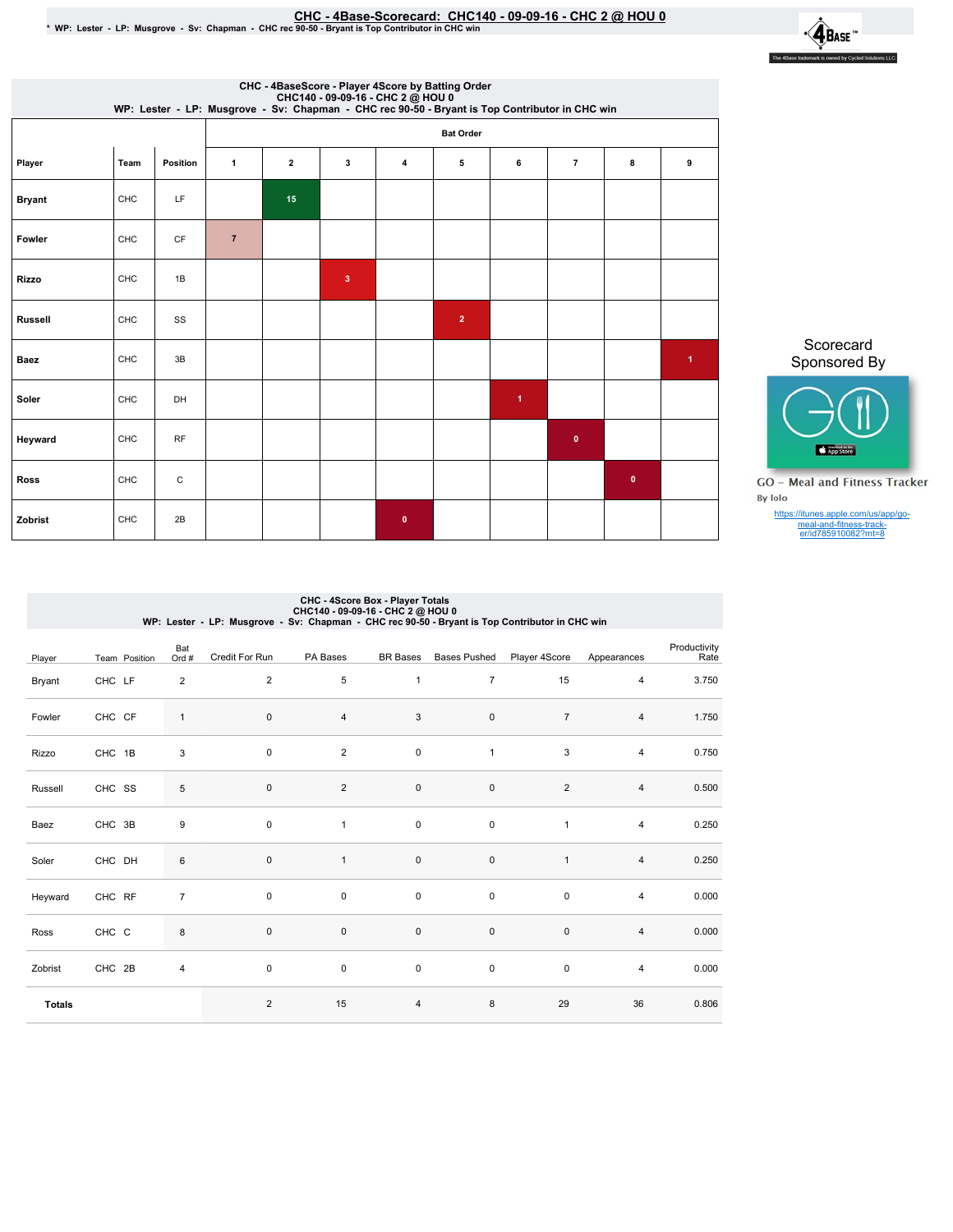# CHC - 4Base-Scorecard: CHC140 - 09-09-16 - CHC 2 @ HOU 0

\* WP: Lester - LP: Musgrove - Sv: Chapman - CHC rec 90-50 - Bryant is Top Contributor in CHC win

## CHC - 4BaseScore - Player 4Score by Batting Order

CHC140 - 09-09-16 - CHC 2 @ HOU 0

WP: Lester - LP: Musgrove - Sv: Chapman - CHC rec 90-50 - Bryant is Top Contributor in CHC win

| Player | Team | Position | Bat Order 1 | 2 | 3 | 4 | 5 | 6 | 7 | 8 | 9 |
|---|---|---|---|---|---|---|---|---|---|---|---|
| Bryant | CHC | LF | | 15 | | | | | | | |
| Fowler | CHC | CF | 7 | | | | | | | | |
| Rizzo | CHC | 1B | | | 3 | | | | | | |
| Russell | CHC | SS | | | | | 2 | | | | |
| Baez | CHC | 3B | | | | | | | | | 1 |
| Soler | CHC | DH | | | | | | 1 | | | |
| Heyward | CHC | RF | | | | | | | 0 | | |
| Ross | CHC | C | | | | | | | | 0 | |
| Zobrist | CHC | 2B | | | | 0 | | | | | |

Scorecard Sponsored By

GO – Meal and Fitness Tracker

By Iolo

https://itunes.apple.com/us/app/go-meal-and-fitness-track-er/id785910082?mt=8

## CHC - 4Score Box - Player Totals

CHC140 - 09-09-16 - CHC 2 @ HOU 0

WP: Lester - LP: Musgrove - Sv: Chapman - CHC rec 90-50 - Bryant is Top Contributor in CHC win

| Player | Team | Position | Bat Ord # | Credit For Run | PA Bases | BR Bases | Bases Pushed | Player 4Score | Appearances | Productivity Rate |
|---|---|---|---|---|---|---|---|---|---|---|
| Bryant | CHC | LF | 2 | 2 | 5 | 1 | 7 | 15 | 4 | 3.750 |
| Fowler | CHC | CF | 1 | 0 | 4 | 3 | 0 | 7 | 4 | 1.750 |
| Rizzo | CHC | 1B | 3 | 0 | 2 | 0 | 1 | 3 | 4 | 0.750 |
| Russell | CHC | SS | 5 | 0 | 2 | 0 | 0 | 2 | 4 | 0.500 |
| Baez | CHC | 3B | 9 | 0 | 1 | 0 | 0 | 1 | 4 | 0.250 |
| Soler | CHC | DH | 6 | 0 | 1 | 0 | 0 | 1 | 4 | 0.250 |
| Heyward | CHC | RF | 7 | 0 | 0 | 0 | 0 | 0 | 4 | 0.000 |
| Ross | CHC | C | 8 | 0 | 0 | 0 | 0 | 0 | 4 | 0.000 |
| Zobrist | CHC | 2B | 4 | 0 | 0 | 0 | 0 | 0 | 4 | 0.000 |
| **Totals** | | | | 2 | 15 | 4 | 8 | 29 | 36 | 0.806 |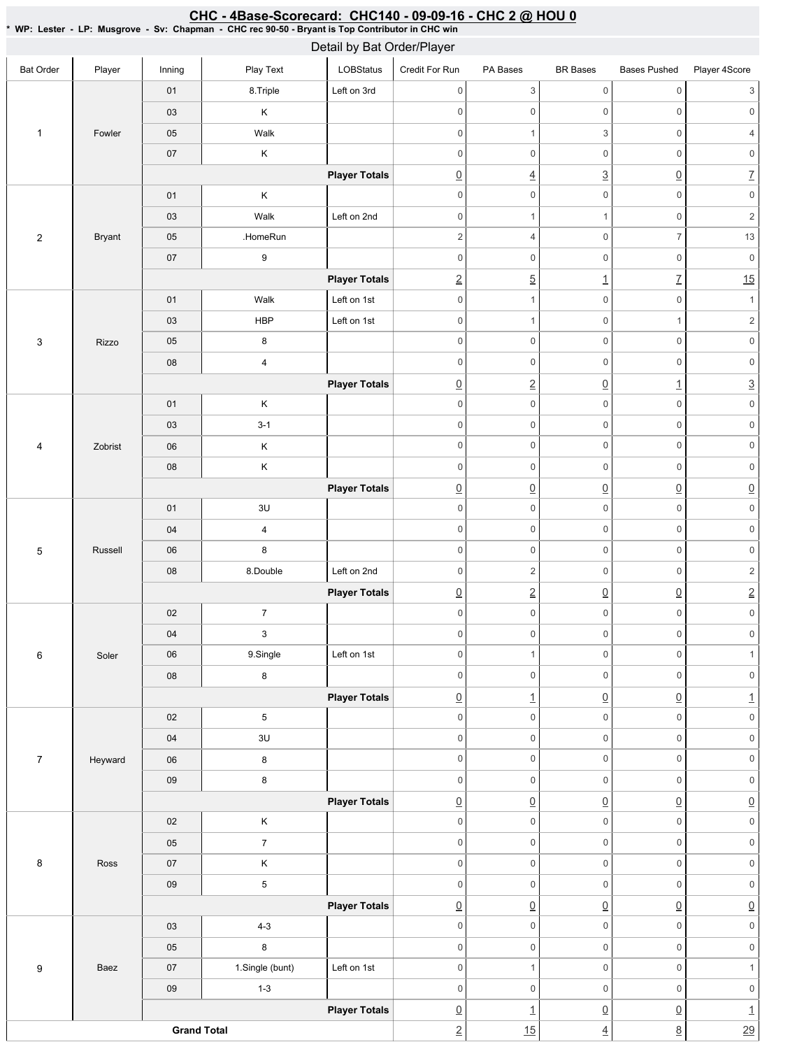## CHC - 4Base-Scorecard: CHC140 - 09-09-16 - CHC 2 @ HOU 0

* WP: Lester - LP: Musgrove - Sv: Chapman - CHC rec 90-50 - Bryant is Top Contributor in CHC win

### Detail by Bat Order/Player

| Bat Order | Player | Inning | Play Text | LOBStatus | Credit For Run | PA Bases | BR Bases | Bases Pushed | Player 4Score |
|---|---|---|---|---|---|---|---|---|---|
| 1 | Fowler | 01 | 8.Triple | Left on 3rd | 0 | 3 | 0 | 0 | 3 |
| | | 03 | K | | 0 | 0 | 0 | 0 | 0 |
| | | 05 | Walk | | 0 | 1 | 3 | 0 | 4 |
| | | 07 | K | | 0 | 0 | 0 | 0 | 0 |
| | | | | **Player Totals** | 0 | 4 | 3 | 0 | 7 |
| 2 | Bryant | 01 | K | | 0 | 0 | 0 | 0 | 0 |
| | | 03 | Walk | Left on 2nd | 0 | 1 | 1 | 0 | 2 |
| | | 05 | .HomeRun | | 2 | 4 | 0 | 7 | 13 |
| | | 07 | 9 | | 0 | 0 | 0 | 0 | 0 |
| | | | | **Player Totals** | 2 | 5 | 1 | 7 | 15 |
| 3 | Rizzo | 01 | Walk | Left on 1st | 0 | 1 | 0 | 0 | 1 |
| | | 03 | HBP | Left on 1st | 0 | 1 | 0 | 1 | 2 |
| | | 05 | 8 | | 0 | 0 | 0 | 0 | 0 |
| | | 08 | 4 | | 0 | 0 | 0 | 0 | 0 |
| | | | | **Player Totals** | 0 | 2 | 0 | 1 | 3 |
| 4 | Zobrist | 01 | K | | 0 | 0 | 0 | 0 | 0 |
| | | 03 | 3-1 | | 0 | 0 | 0 | 0 | 0 |
| | | 06 | K | | 0 | 0 | 0 | 0 | 0 |
| | | 08 | K | | 0 | 0 | 0 | 0 | 0 |
| | | | | **Player Totals** | 0 | 0 | 0 | 0 | 0 |
| 5 | Russell | 01 | 3U | | 0 | 0 | 0 | 0 | 0 |
| | | 04 | 4 | | 0 | 0 | 0 | 0 | 0 |
| | | 06 | 8 | | 0 | 0 | 0 | 0 | 0 |
| | | 08 | 8.Double | Left on 2nd | 0 | 2 | 0 | 0 | 2 |
| | | | | **Player Totals** | 0 | 2 | 0 | 0 | 2 |
| 6 | Soler | 02 | 7 | | 0 | 0 | 0 | 0 | 0 |
| | | 04 | 3 | | 0 | 0 | 0 | 0 | 0 |
| | | 06 | 9.Single | Left on 1st | 0 | 1 | 0 | 0 | 1 |
| | | 08 | 8 | | 0 | 0 | 0 | 0 | 0 |
| | | | | **Player Totals** | 0 | 1 | 0 | 0 | 1 |
| 7 | Heyward | 02 | 5 | | 0 | 0 | 0 | 0 | 0 |
| | | 04 | 3U | | 0 | 0 | 0 | 0 | 0 |
| | | 06 | 8 | | 0 | 0 | 0 | 0 | 0 |
| | | 09 | 8 | | 0 | 0 | 0 | 0 | 0 |
| | | | | **Player Totals** | 0 | 0 | 0 | 0 | 0 |
| 8 | Ross | 02 | K | | 0 | 0 | 0 | 0 | 0 |
| | | 05 | 7 | | 0 | 0 | 0 | 0 | 0 |
| | | 07 | K | | 0 | 0 | 0 | 0 | 0 |
| | | 09 | 5 | | 0 | 0 | 0 | 0 | 0 |
| | | | | **Player Totals** | 0 | 0 | 0 | 0 | 0 |
| 9 | Baez | 03 | 4-3 | | 0 | 0 | 0 | 0 | 0 |
| | | 05 | 8 | | 0 | 0 | 0 | 0 | 0 |
| | | 07 | 1.Single (bunt) | Left on 1st | 0 | 1 | 0 | 0 | 1 |
| | | 09 | 1-3 | | 0 | 0 | 0 | 0 | 0 |
| | | | | **Player Totals** | 0 | 1 | 0 | 0 | 1 |
| **Grand Total** | | | | | 2 | 15 | 4 | 8 | 29 |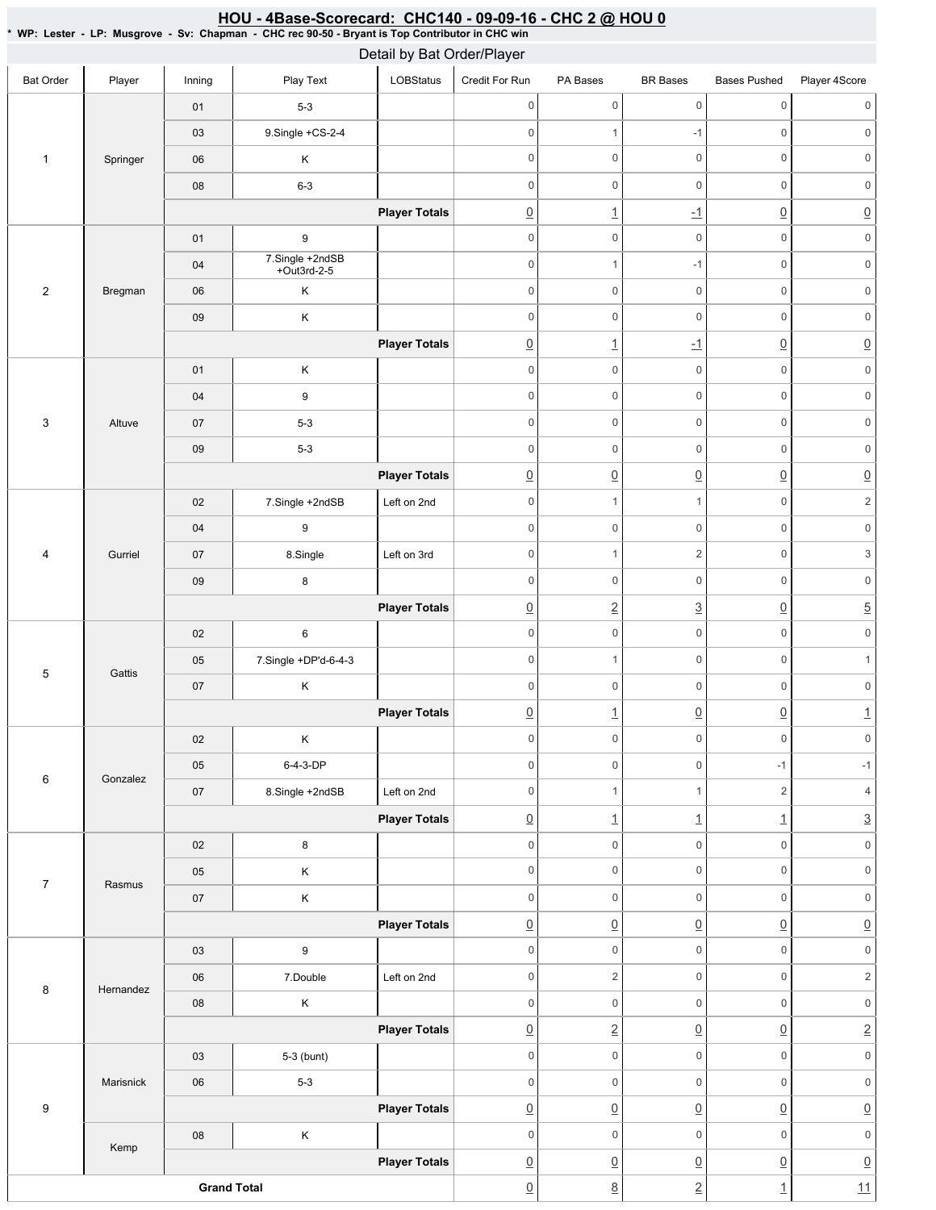## HOU - 4Base-Scorecard: CHC140 - 09-09-16 - CHC 2 @ HOU 0

* WP: Lester - LP: Musgrove - Sv: Chapman - CHC rec 90-50 - Bryant is Top Contributor in CHC win

### Detail by Bat Order/Player

| Bat Order | Player | Inning | Play Text | LOBStatus | Credit For Run | PA Bases | BR Bases | Bases Pushed | Player 4Score |
|---|---|---|---|---|---|---|---|---|---|
| 1 | Springer | 01 | 5-3 | | 0 | 0 | 0 | 0 | 0 |
| | | 03 | 9.Single +CS-2-4 | | 0 | 1 | -1 | 0 | 0 |
| | | 06 | K | | 0 | 0 | 0 | 0 | 0 |
| | | 08 | 6-3 | | 0 | 0 | 0 | 0 | 0 |
| | | | | **Player Totals** | 0 | 1 | -1 | 0 | 0 |
| 2 | Bregman | 01 | 9 | | 0 | 0 | 0 | 0 | 0 |
| | | 04 | 7.Single +2ndSB +Out3rd-2-5 | | 0 | 1 | -1 | 0 | 0 |
| | | 06 | K | | 0 | 0 | 0 | 0 | 0 |
| | | 09 | K | | 0 | 0 | 0 | 0 | 0 |
| | | | | **Player Totals** | 0 | 1 | -1 | 0 | 0 |
| 3 | Altuve | 01 | K | | 0 | 0 | 0 | 0 | 0 |
| | | 04 | 9 | | 0 | 0 | 0 | 0 | 0 |
| | | 07 | 5-3 | | 0 | 0 | 0 | 0 | 0 |
| | | 09 | 5-3 | | 0 | 0 | 0 | 0 | 0 |
| | | | | **Player Totals** | 0 | 0 | 0 | 0 | 0 |
| 4 | Gurriel | 02 | 7.Single +2ndSB | Left on 2nd | 0 | 1 | 1 | 0 | 2 |
| | | 04 | 9 | | 0 | 0 | 0 | 0 | 0 |
| | | 07 | 8.Single | Left on 3rd | 0 | 1 | 2 | 0 | 3 |
| | | 09 | 8 | | 0 | 0 | 0 | 0 | 0 |
| | | | | **Player Totals** | 0 | 2 | 3 | 0 | 5 |
| 5 | Gattis | 02 | 6 | | 0 | 0 | 0 | 0 | 0 |
| | | 05 | 7.Single +DP'd-6-4-3 | | 0 | 1 | 0 | 0 | 1 |
| | | 07 | K | | 0 | 0 | 0 | 0 | 0 |
| | | | | **Player Totals** | 0 | 1 | 0 | 0 | 1 |
| 6 | Gonzalez | 02 | K | | 0 | 0 | 0 | 0 | 0 |
| | | 05 | 6-4-3-DP | | 0 | 0 | 0 | -1 | -1 |
| | | 07 | 8.Single +2ndSB | Left on 2nd | 0 | 1 | 1 | 2 | 4 |
| | | | | **Player Totals** | 0 | 1 | 1 | 1 | 3 |
| 7 | Rasmus | 02 | 8 | | 0 | 0 | 0 | 0 | 0 |
| | | 05 | K | | 0 | 0 | 0 | 0 | 0 |
| | | 07 | K | | 0 | 0 | 0 | 0 | 0 |
| | | | | **Player Totals** | 0 | 0 | 0 | 0 | 0 |
| 8 | Hernandez | 03 | 9 | | 0 | 0 | 0 | 0 | 0 |
| | | 06 | 7.Double | Left on 2nd | 0 | 2 | 0 | 0 | 2 |
| | | 08 | K | | 0 | 0 | 0 | 0 | 0 |
| | | | | **Player Totals** | 0 | 2 | 0 | 0 | 2 |
| 9 | Marisnick | 03 | 5-3 (bunt) | | 0 | 0 | 0 | 0 | 0 |
| | | 06 | 5-3 | | 0 | 0 | 0 | 0 | 0 |
| | | | | **Player Totals** | 0 | 0 | 0 | 0 | 0 |
| | Kemp | 08 | K | | 0 | 0 | 0 | 0 | 0 |
| | | | | **Player Totals** | 0 | 0 | 0 | 0 | 0 |
| **Grand Total** | | | | | 0 | 8 | 2 | 1 | 11 |